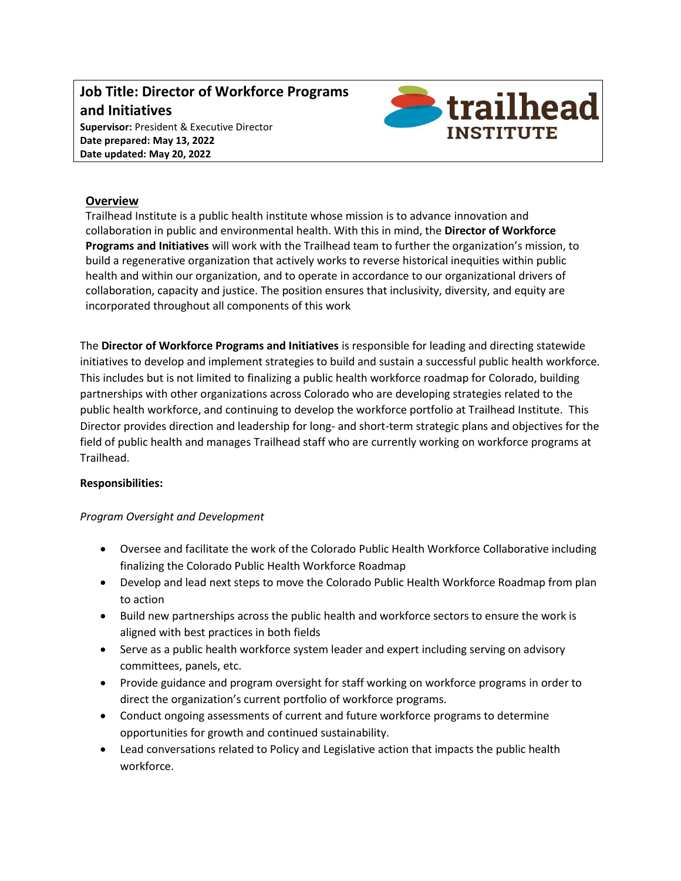# Job Title: Director of Workforce Programs and Initiatives

**Supervisor:** President & Executive Director
**Date prepared: May 13, 2022**
**Date updated: May 20, 2022**

## Overview

Trailhead Institute is a public health institute whose mission is to advance innovation and collaboration in public and environmental health. With this in mind, the **Director of Workforce Programs and Initiatives** will work with the Trailhead team to further the organization's mission, to build a regenerative organization that actively works to reverse historical inequities within public health and within our organization, and to operate in accordance to our organizational drivers of collaboration, capacity and justice. The position ensures that inclusivity, diversity, and equity are incorporated throughout all components of this work

The **Director of Workforce Programs and Initiatives** is responsible for leading and directing statewide initiatives to develop and implement strategies to build and sustain a successful public health workforce. This includes but is not limited to finalizing a public health workforce roadmap for Colorado, building partnerships with other organizations across Colorado who are developing strategies related to the public health workforce, and continuing to develop the workforce portfolio at Trailhead Institute. This Director provides direction and leadership for long- and short-term strategic plans and objectives for the field of public health and manages Trailhead staff who are currently working on workforce programs at Trailhead.

**Responsibilities:**

*Program Oversight and Development*

- Oversee and facilitate the work of the Colorado Public Health Workforce Collaborative including finalizing the Colorado Public Health Workforce Roadmap
- Develop and lead next steps to move the Colorado Public Health Workforce Roadmap from plan to action
- Build new partnerships across the public health and workforce sectors to ensure the work is aligned with best practices in both fields
- Serve as a public health workforce system leader and expert including serving on advisory committees, panels, etc.
- Provide guidance and program oversight for staff working on workforce programs in order to direct the organization's current portfolio of workforce programs.
- Conduct ongoing assessments of current and future workforce programs to determine opportunities for growth and continued sustainability.
- Lead conversations related to Policy and Legislative action that impacts the public health workforce.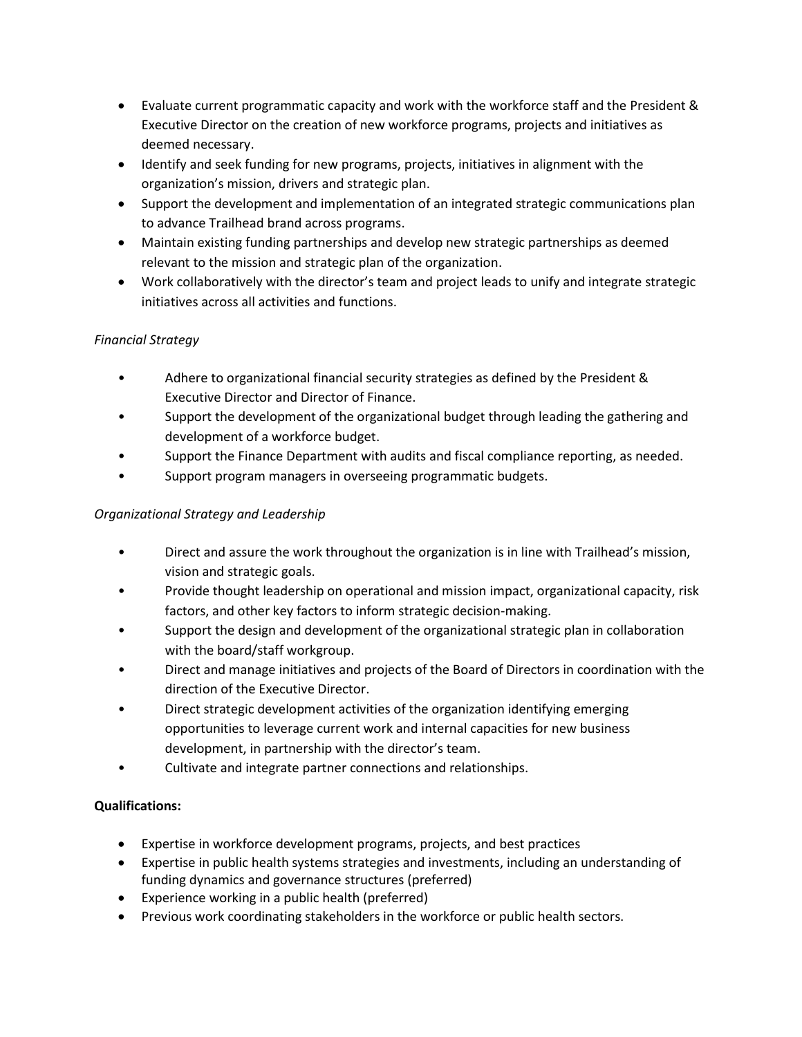- Evaluate current programmatic capacity and work with the workforce staff and the President & Executive Director on the creation of new workforce programs, projects and initiatives as deemed necessary.
- Identify and seek funding for new programs, projects, initiatives in alignment with the organization's mission, drivers and strategic plan.
- Support the development and implementation of an integrated strategic communications plan to advance Trailhead brand across programs.
- Maintain existing funding partnerships and develop new strategic partnerships as deemed relevant to the mission and strategic plan of the organization.
- Work collaboratively with the director's team and project leads to unify and integrate strategic initiatives across all activities and functions.

*Financial Strategy*

- Adhere to organizational financial security strategies as defined by the President & Executive Director and Director of Finance.
- Support the development of the organizational budget through leading the gathering and development of a workforce budget.
- Support the Finance Department with audits and fiscal compliance reporting, as needed.
- Support program managers in overseeing programmatic budgets.

*Organizational Strategy and Leadership*

- Direct and assure the work throughout the organization is in line with Trailhead's mission, vision and strategic goals.
- Provide thought leadership on operational and mission impact, organizational capacity, risk factors, and other key factors to inform strategic decision-making.
- Support the design and development of the organizational strategic plan in collaboration with the board/staff workgroup.
- Direct and manage initiatives and projects of the Board of Directors in coordination with the direction of the Executive Director.
- Direct strategic development activities of the organization identifying emerging opportunities to leverage current work and internal capacities for new business development, in partnership with the director's team.
- Cultivate and integrate partner connections and relationships.

**Qualifications:**

- Expertise in workforce development programs, projects, and best practices
- Expertise in public health systems strategies and investments, including an understanding of funding dynamics and governance structures (preferred)
- Experience working in a public health (preferred)
- Previous work coordinating stakeholders in the workforce or public health sectors.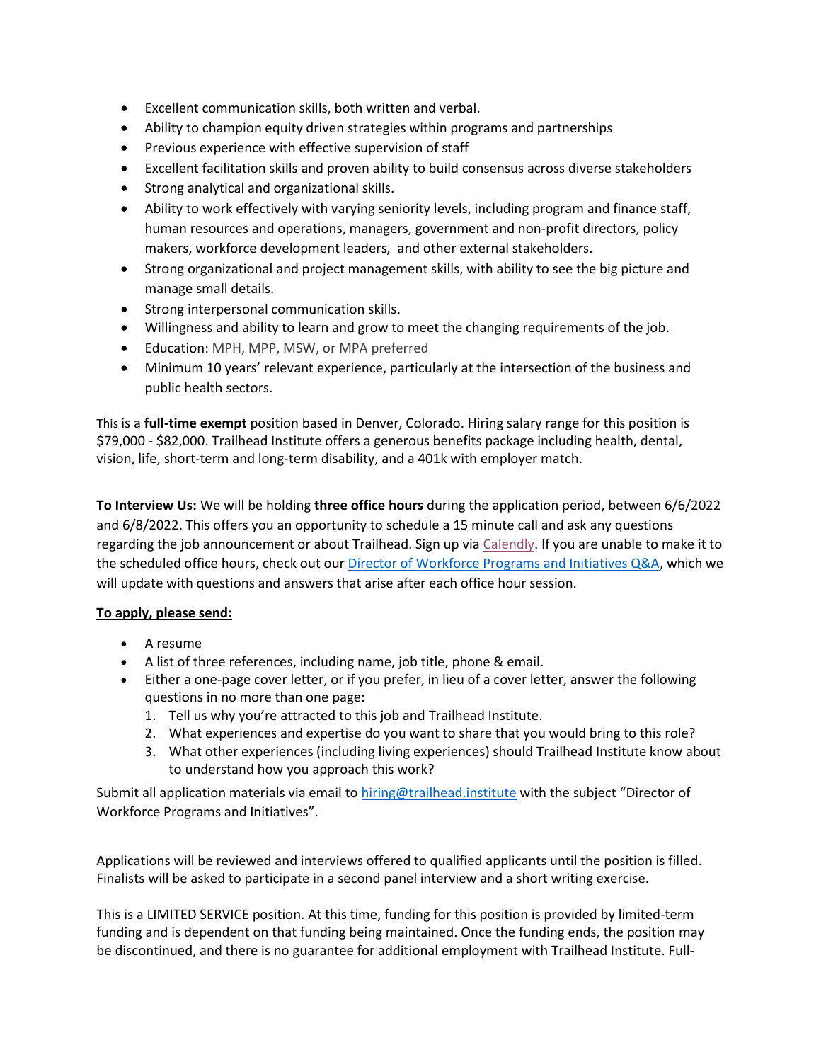- Excellent communication skills, both written and verbal.
- Ability to champion equity driven strategies within programs and partnerships
- Previous experience with effective supervision of staff
- Excellent facilitation skills and proven ability to build consensus across diverse stakeholders
- Strong analytical and organizational skills.
- Ability to work effectively with varying seniority levels, including program and finance staff, human resources and operations, managers, government and non-profit directors, policy makers, workforce development leaders, and other external stakeholders.
- Strong organizational and project management skills, with ability to see the big picture and manage small details.
- Strong interpersonal communication skills.
- Willingness and ability to learn and grow to meet the changing requirements of the job.
- Education: MPH, MPP, MSW, or MPA preferred
- Minimum 10 years' relevant experience, particularly at the intersection of the business and public health sectors.

This is a **full-time exempt** position based in Denver, Colorado. Hiring salary range for this position is $79,000 - $82,000. Trailhead Institute offers a generous benefits package including health, dental, vision, life, short-term and long-term disability, and a 401k with employer match.

**To Interview Us:** We will be holding **three office hours** during the application period, between 6/6/2022 and 6/8/2022. This offers you an opportunity to schedule a 15 minute call and ask any questions regarding the job announcement or about Trailhead. Sign up via Calendly. If you are unable to make it to the scheduled office hours, check out our Director of Workforce Programs and Initiatives Q&A, which we will update with questions and answers that arise after each office hour session.

**To apply, please send:**

- A resume
- A list of three references, including name, job title, phone & email.
- Either a one-page cover letter, or if you prefer, in lieu of a cover letter, answer the following questions in no more than one page:
  1. Tell us why you're attracted to this job and Trailhead Institute.
  2. What experiences and expertise do you want to share that you would bring to this role?
  3. What other experiences (including living experiences) should Trailhead Institute know about to understand how you approach this work?

Submit all application materials via email to hiring@trailhead.institute with the subject "Director of Workforce Programs and Initiatives".

Applications will be reviewed and interviews offered to qualified applicants until the position is filled. Finalists will be asked to participate in a second panel interview and a short writing exercise.

This is a LIMITED SERVICE position. At this time, funding for this position is provided by limited-term funding and is dependent on that funding being maintained. Once the funding ends, the position may be discontinued, and there is no guarantee for additional employment with Trailhead Institute. Full-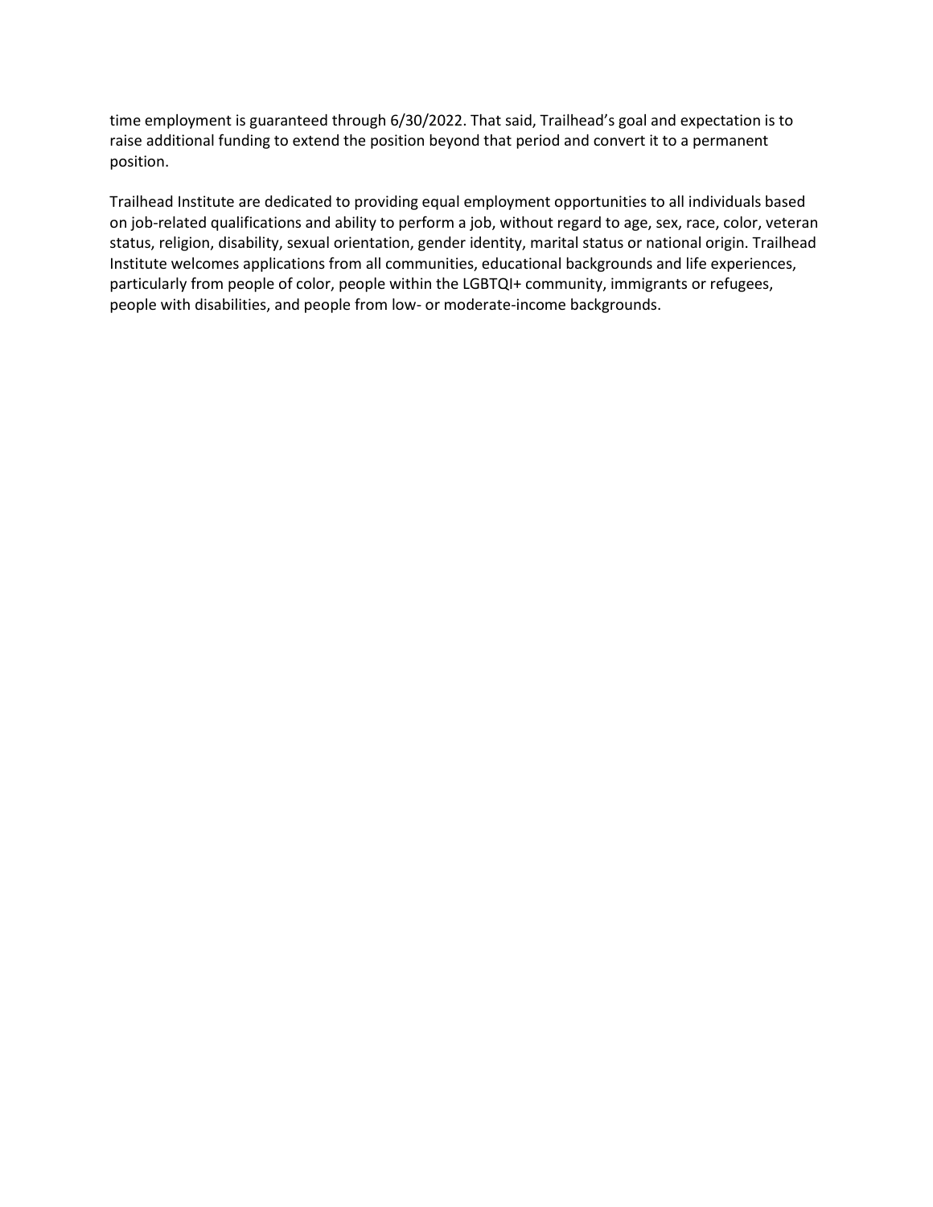time employment is guaranteed through 6/30/2022. That said, Trailhead's goal and expectation is to raise additional funding to extend the position beyond that period and convert it to a permanent position.

Trailhead Institute are dedicated to providing equal employment opportunities to all individuals based on job-related qualifications and ability to perform a job, without regard to age, sex, race, color, veteran status, religion, disability, sexual orientation, gender identity, marital status or national origin. Trailhead Institute welcomes applications from all communities, educational backgrounds and life experiences, particularly from people of color, people within the LGBTQI+ community, immigrants or refugees, people with disabilities, and people from low- or moderate-income backgrounds.